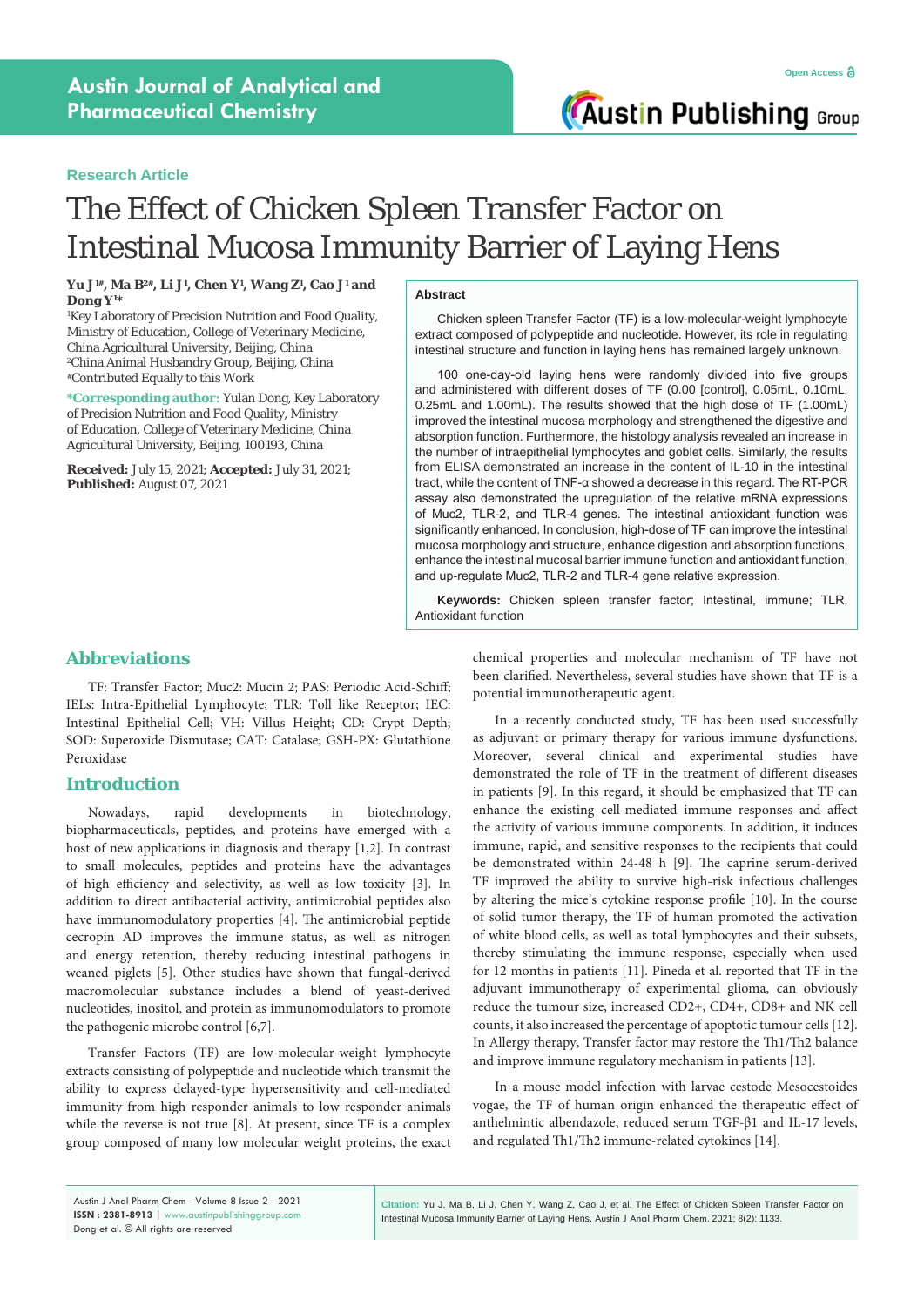Research Article

# The Effect of Chicken Spleen Transfer Factor on Intestinal Mucosa Immunity Barrier of Laying Hens

**Yu J[1#], Ma B[2#], Li J[1], Chen Y[1], Wang Z[1], Cao J[1] and Dong Y[1*]**

[1]Key Laboratory of Precision Nutrition and Food Quality, Ministry of Education, College of Veterinary Medicine, China Agricultural University, Beijing, China
[2]China Animal Husbandry Group, Beijing, China
#Contributed Equally to this Work

**\*Corresponding author:** Yulan Dong, Key Laboratory of Precision Nutrition and Food Quality, Ministry of Education, College of Veterinary Medicine, China Agricultural University, Beijing, 100193, China

**Received:** July 15, 2021; **Accepted:** July 31, 2021; **Published:** August 07, 2021

## Abstract

Chicken spleen Transfer Factor (TF) is a low-molecular-weight lymphocyte extract composed of polypeptide and nucleotide. However, its role in regulating intestinal structure and function in laying hens has remained largely unknown.

100 one-day-old laying hens were randomly divided into five groups and administered with different doses of TF (0.00 [control], 0.05mL, 0.10mL, 0.25mL and 1.00mL). The results showed that the high dose of TF (1.00mL) improved the intestinal mucosa morphology and strengthened the digestive and absorption function. Furthermore, the histology analysis revealed an increase in the number of intraepithelial lymphocytes and goblet cells. Similarly, the results from ELISA demonstrated an increase in the content of IL-10 in the intestinal tract, while the content of TNF-α showed a decrease in this regard. The RT-PCR assay also demonstrated the upregulation of the relative mRNA expressions of Muc2, TLR-2, and TLR-4 genes. The intestinal antioxidant function was significantly enhanced. In conclusion, high-dose of TF can improve the intestinal mucosa morphology and structure, enhance digestion and absorption functions, enhance the intestinal mucosal barrier immune function and antioxidant function, and up-regulate Muc2, TLR-2 and TLR-4 gene relative expression.

**Keywords:** Chicken spleen transfer factor; Intestinal, immune; TLR, Antioxidant function

## Abbreviations

TF: Transfer Factor; Muc2: Mucin 2; PAS: Periodic Acid-Schiff; IELs: Intra-Epithelial Lymphocyte; TLR: Toll like Receptor; IEC: Intestinal Epithelial Cell; VH: Villus Height; CD: Crypt Depth; SOD: Superoxide Dismutase; CAT: Catalase; GSH-PX: Glutathione Peroxidase

## Introduction

Nowadays, rapid developments in biotechnology, biopharmaceuticals, peptides, and proteins have emerged with a host of new applications in diagnosis and therapy [1,2]. In contrast to small molecules, peptides and proteins have the advantages of high efficiency and selectivity, as well as low toxicity [3]. In addition to direct antibacterial activity, antimicrobial peptides also have immunomodulatory properties [4]. The antimicrobial peptide cecropin AD improves the immune status, as well as nitrogen and energy retention, thereby reducing intestinal pathogens in weaned piglets [5]. Other studies have shown that fungal-derived macromolecular substance includes a blend of yeast-derived nucleotides, inositol, and protein as immunomodulators to promote the pathogenic microbe control [6,7].

Transfer Factors (TF) are low-molecular-weight lymphocyte extracts consisting of polypeptide and nucleotide which transmit the ability to express delayed-type hypersensitivity and cell-mediated immunity from high responder animals to low responder animals while the reverse is not true [8]. At present, since TF is a complex group composed of many low molecular weight proteins, the exact chemical properties and molecular mechanism of TF have not been clarified. Nevertheless, several studies have shown that TF is a potential immunotherapeutic agent.

In a recently conducted study, TF has been used successfully as adjuvant or primary therapy for various immune dysfunctions. Moreover, several clinical and experimental studies have demonstrated the role of TF in the treatment of different diseases in patients [9]. In this regard, it should be emphasized that TF can enhance the existing cell-mediated immune responses and affect the activity of various immune components. In addition, it induces immune, rapid, and sensitive responses to the recipients that could be demonstrated within 24-48 h [9]. The caprine serum-derived TF improved the ability to survive high-risk infectious challenges by altering the mice's cytokine response profile [10]. In the course of solid tumor therapy, the TF of human promoted the activation of white blood cells, as well as total lymphocytes and their subsets, thereby stimulating the immune response, especially when used for 12 months in patients [11]. Pineda et al. reported that TF in the adjuvant immunotherapy of experimental glioma, can obviously reduce the tumour size, increased CD2+, CD4+, CD8+ and NK cell counts, it also increased the percentage of apoptotic tumour cells [12]. In Allergy therapy, Transfer factor may restore the Th1/Th2 balance and improve immune regulatory mechanism in patients [13].

In a mouse model infection with larvae cestode Mesocestoides vogae, the TF of human origin enhanced the therapeutic effect of anthelmintic albendazole, reduced serum TGF-β1 and IL-17 levels, and regulated Th1/Th2 immune-related cytokines [14].

**Citation:** Yu J, Ma B, Li J, Chen Y, Wang Z, Cao J, et al. The Effect of Chicken Spleen Transfer Factor on Intestinal Mucosa Immunity Barrier of Laying Hens. Austin J Anal Pharm Chem. 2021; 8(2): 1133.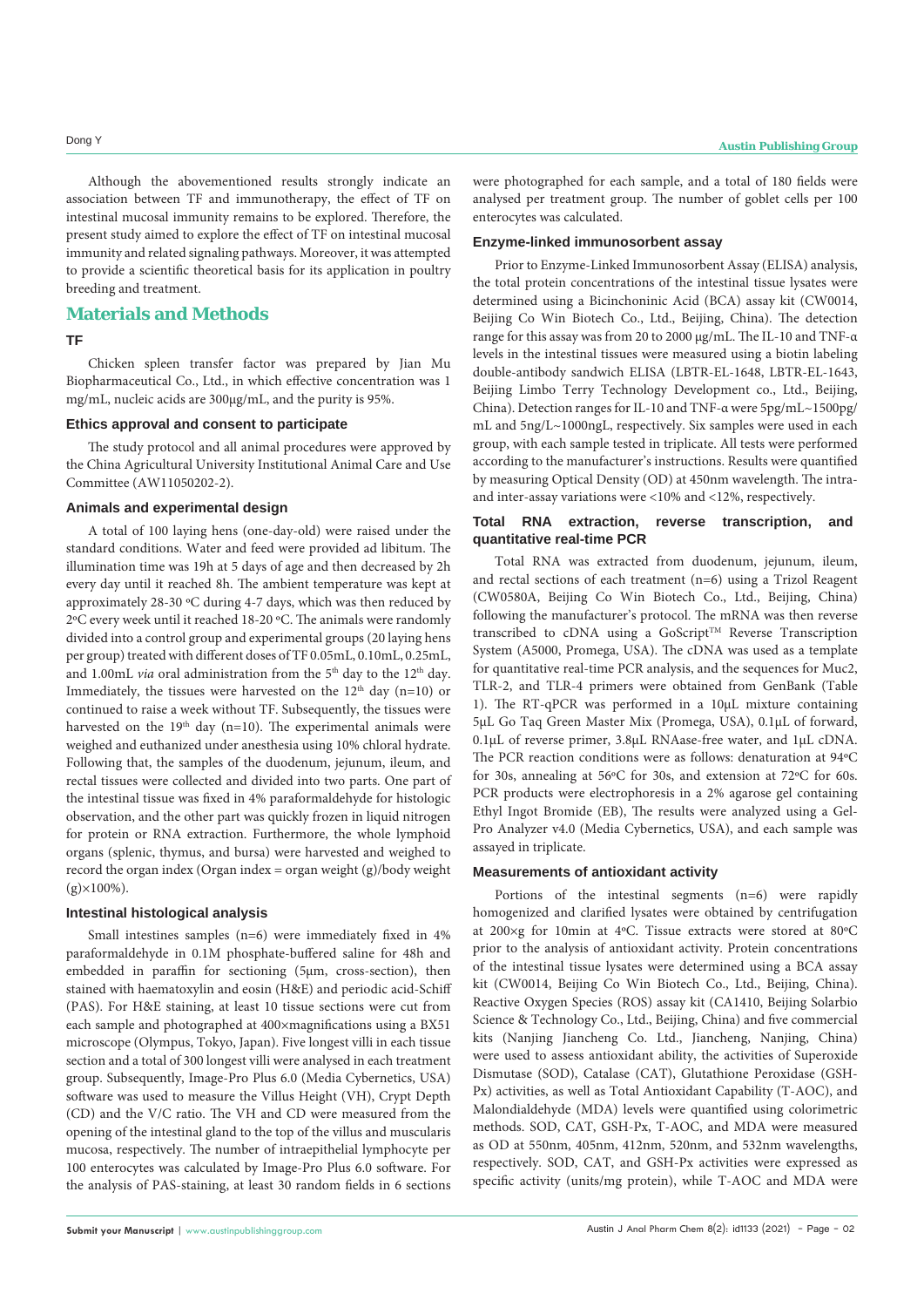Although the abovementioned results strongly indicate an association between TF and immunotherapy, the effect of TF on intestinal mucosal immunity remains to be explored. Therefore, the present study aimed to explore the effect of TF on intestinal mucosal immunity and related signaling pathways. Moreover, it was attempted to provide a scientific theoretical basis for its application in poultry breeding and treatment.

## Materials and Methods

### TF

Chicken spleen transfer factor was prepared by Jian Mu Biopharmaceutical Co., Ltd., in which effective concentration was 1 mg/mL, nucleic acids are 300μg/mL, and the purity is 95%.

### Ethics approval and consent to participate

The study protocol and all animal procedures were approved by the China Agricultural University Institutional Animal Care and Use Committee (AW11050202-2).

### Animals and experimental design

A total of 100 laying hens (one-day-old) were raised under the standard conditions. Water and feed were provided ad libitum. The illumination time was 19h at 5 days of age and then decreased by 2h every day until it reached 8h. The ambient temperature was kept at approximately 28-30 ºC during 4-7 days, which was then reduced by 2ºC every week until it reached 18-20 ºC. The animals were randomly divided into a control group and experimental groups (20 laying hens per group) treated with different doses of TF 0.05mL, 0.10mL, 0.25mL, and 1.00mL *via* oral administration from the 5th day to the 12th day. Immediately, the tissues were harvested on the 12th day (n=10) or continued to raise a week without TF. Subsequently, the tissues were harvested on the 19th day (n=10). The experimental animals were weighed and euthanized under anesthesia using 10% chloral hydrate. Following that, the samples of the duodenum, jejunum, ileum, and rectal tissues were collected and divided into two parts. One part of the intestinal tissue was fixed in 4% paraformaldehyde for histologic observation, and the other part was quickly frozen in liquid nitrogen for protein or RNA extraction. Furthermore, the whole lymphoid organs (splenic, thymus, and bursa) were harvested and weighed to record the organ index (Organ index = organ weight (g)/body weight (g)×100%).

### Intestinal histological analysis

Small intestines samples (n=6) were immediately fixed in 4% paraformaldehyde in 0.1M phosphate-buffered saline for 48h and embedded in paraffin for sectioning (5μm, cross-section), then stained with haematoxylin and eosin (H&E) and periodic acid-Schiff (PAS). For H&E staining, at least 10 tissue sections were cut from each sample and photographed at 400×magnifications using a BX51 microscope (Olympus, Tokyo, Japan). Five longest villi in each tissue section and a total of 300 longest villi were analysed in each treatment group. Subsequently, Image-Pro Plus 6.0 (Media Cybernetics, USA) software was used to measure the Villus Height (VH), Crypt Depth (CD) and the V/C ratio. The VH and CD were measured from the opening of the intestinal gland to the top of the villus and muscularis mucosa, respectively. The number of intraepithelial lymphocyte per 100 enterocytes was calculated by Image-Pro Plus 6.0 software. For the analysis of PAS-staining, at least 30 random fields in 6 sections were photographed for each sample, and a total of 180 fields were analysed per treatment group. The number of goblet cells per 100 enterocytes was calculated.

### Enzyme-linked immunosorbent assay

Prior to Enzyme-Linked Immunosorbent Assay (ELISA) analysis, the total protein concentrations of the intestinal tissue lysates were determined using a Bicinchoninic Acid (BCA) assay kit (CW0014, Beijing Co Win Biotech Co., Ltd., Beijing, China). The detection range for this assay was from 20 to 2000 μg/mL. The IL-10 and TNF-α levels in the intestinal tissues were measured using a biotin labeling double-antibody sandwich ELISA (LBTR-EL-1648, LBTR-EL-1643, Beijing Limbo Terry Technology Development co., Ltd., Beijing, China). Detection ranges for IL-10 and TNF-α were 5pg/mL~1500pg/mL and 5ng/L~1000ngL, respectively. Six samples were used in each group, with each sample tested in triplicate. All tests were performed according to the manufacturer's instructions. Results were quantified by measuring Optical Density (OD) at 450nm wavelength. The intra- and inter-assay variations were <10% and <12%, respectively.

### Total RNA extraction, reverse transcription, and quantitative real-time PCR

Total RNA was extracted from duodenum, jejunum, ileum, and rectal sections of each treatment (n=6) using a Trizol Reagent (CW0580A, Beijing Co Win Biotech Co., Ltd., Beijing, China) following the manufacturer's protocol. The mRNA was then reverse transcribed to cDNA using a GoScript™ Reverse Transcription System (A5000, Promega, USA). The cDNA was used as a template for quantitative real-time PCR analysis, and the sequences for Muc2, TLR-2, and TLR-4 primers were obtained from GenBank (Table 1). The RT-qPCR was performed in a 10μL mixture containing 5μL Go Taq Green Master Mix (Promega, USA), 0.1μL of forward, 0.1μL of reverse primer, 3.8μL RNAase-free water, and 1μL cDNA. The PCR reaction conditions were as follows: denaturation at 94ºC for 30s, annealing at 56ºC for 30s, and extension at 72ºC for 60s. PCR products were electrophoresis in a 2% agarose gel containing Ethyl Ingot Bromide (EB), The results were analyzed using a Gel-Pro Analyzer v4.0 (Media Cybernetics, USA), and each sample was assayed in triplicate.

### Measurements of antioxidant activity

Portions of the intestinal segments (n=6) were rapidly homogenized and clarified lysates were obtained by centrifugation at 200×g for 10min at 4ºC. Tissue extracts were stored at 80ºC prior to the analysis of antioxidant activity. Protein concentrations of the intestinal tissue lysates were determined using a BCA assay kit (CW0014, Beijing Co Win Biotech Co., Ltd., Beijing, China). Reactive Oxygen Species (ROS) assay kit (CA1410, Beijing Solarbio Science & Technology Co., Ltd., Beijing, China) and five commercial kits (Nanjing Jiancheng Co. Ltd., Jiancheng, Nanjing, China) were used to assess antioxidant ability, the activities of Superoxide Dismutase (SOD), Catalase (CAT), Glutathione Peroxidase (GSH-Px) activities, as well as Total Antioxidant Capability (T-AOC), and Malondialdehyde (MDA) levels were quantified using colorimetric methods. SOD, CAT, GSH-Px, T-AOC, and MDA were measured as OD at 550nm, 405nm, 412nm, 520nm, and 532nm wavelengths, respectively. SOD, CAT, and GSH-Px activities were expressed as specific activity (units/mg protein), while T-AOC and MDA were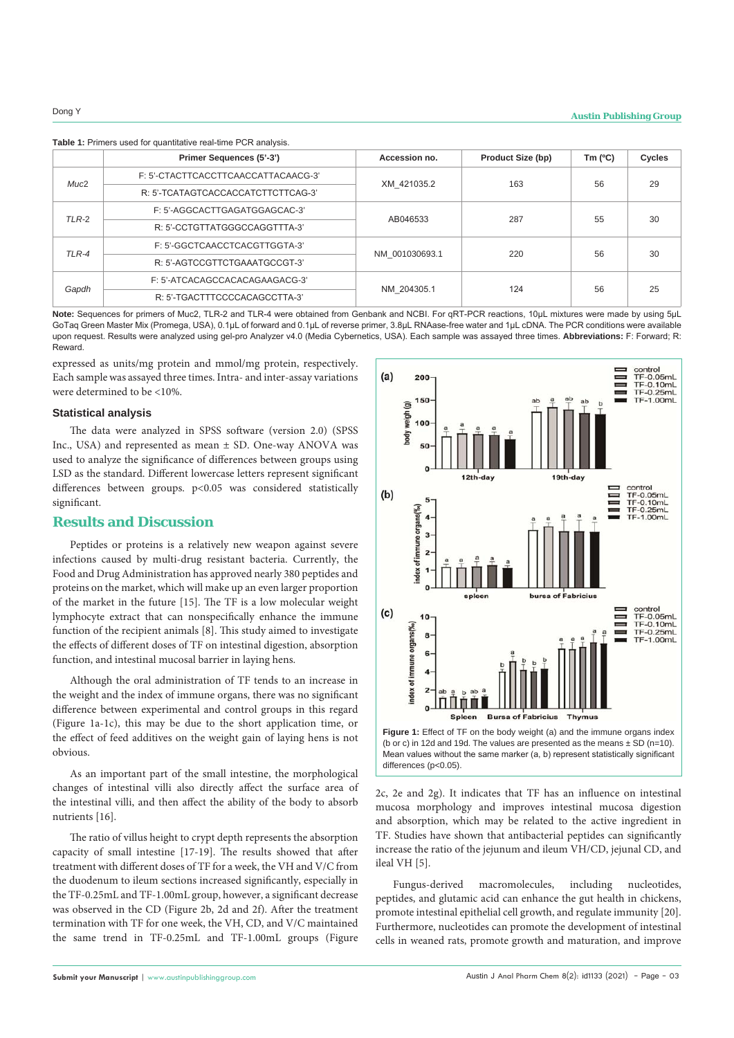**Table 1:** Primers used for quantitative real-time PCR analysis.

| | Primer Sequences (5'-3') | Accession no. | Product Size (bp) | Tm (ºC) | Cycles |
|---|---|---|---|---|---|
| *Muc2* | F: 5'-CTACTTCACCTTCAACCATTACAACG-3' | XM_421035.2 | 163 | 56 | 29 |
| | R: 5'-TCATAGTCACCACCATCTTCTTCAG-3' | | | | |
| *TLR-2* | F: 5'-AGGCACTTGAGATGGAGCAC-3' | AB046533 | 287 | 55 | 30 |
| | R: 5'-CCTGTTATGGGCCAGGTTTA-3' | | | | |
| *TLR-4* | F: 5'-GGCTCAACCTCACGTTGGTA-3' | NM_001030693.1 | 220 | 56 | 30 |
| | R: 5'-AGTCCGTTCTGAAATGCCGT-3' | | | | |
| *Gapdh* | F: 5'-ATCACAGCCACACAGAAGACG-3' | NM_204305.1 | 124 | 56 | 25 |
| | R: 5'-TGACTTTCCCCACAGCCTTA-3' | | | | |

**Note:** Sequences for primers of Muc2, TLR-2 and TLR-4 were obtained from Genbank and NCBI. For qRT-PCR reactions, 10μL mixtures were made by using 5μL GoTaq Green Master Mix (Promega, USA), 0.1μL of forward and 0.1μL of reverse primer, 3.8μL RNAase-free water and 1μL cDNA. The PCR conditions were available upon request. Results were analyzed using gel-pro Analyzer v4.0 (Media Cybernetics, USA). Each sample was assayed three times. **Abbreviations:** F: Forward; R: Reward.

expressed as units/mg protein and mmol/mg protein, respectively. Each sample was assayed three times. Intra- and inter-assay variations were determined to be <10%.

### Statistical analysis

The data were analyzed in SPSS software (version 2.0) (SPSS Inc., USA) and represented as mean ± SD. One-way ANOVA was used to analyze the significance of differences between groups using LSD as the standard. Different lowercase letters represent significant differences between groups. $p<0.05$ was considered statistically significant.

## Results and Discussion

Peptides or proteins is a relatively new weapon against severe infections caused by multi-drug resistant bacteria. Currently, the Food and Drug Administration has approved nearly 380 peptides and proteins on the market, which will make up an even larger proportion of the market in the future [15]. The TF is a low molecular weight lymphocyte extract that can nonspecifically enhance the immune function of the recipient animals [8]. This study aimed to investigate the effects of different doses of TF on intestinal digestion, absorption function, and intestinal mucosal barrier in laying hens.

Although the oral administration of TF tends to an increase in the weight and the index of immune organs, there was no significant difference between experimental and control groups in this regard (Figure 1a-1c), this may be due to the short application time, or the effect of feed additives on the weight gain of laying hens is not obvious.

As an important part of the small intestine, the morphological changes of intestinal villi also directly affect the surface area of the intestinal villi, and then affect the ability of the body to absorb nutrients [16].

The ratio of villus height to crypt depth represents the absorption capacity of small intestine [17-19]. The results showed that after treatment with different doses of TF for a week, the VH and V/C from the duodenum to ileum sections increased significantly, especially in the TF-0.25mL and TF-1.00mL group, however, a significant decrease was observed in the CD (Figure 2b, 2d and 2f). After the treatment termination with TF for one week, the VH, CD, and V/C maintained the same trend in TF-0.25mL and TF-1.00mL groups (Figure 2c, 2e and 2g). It indicates that TF has an influence on intestinal mucosa morphology and improves intestinal mucosa digestion and absorption, which may be related to the active ingredient in TF. Studies have shown that antibacterial peptides can significantly increase the ratio of the jejunum and ileum VH/CD, jejunal CD, and ileal VH [5].

Fungus-derived macromolecules, including nucleotides, peptides, and glutamic acid can enhance the gut health in chickens, promote intestinal epithelial cell growth, and regulate immunity [20]. Furthermore, nucleotides can promote the development of intestinal cells in weaned rats, promote growth and maturation, and improve

**Figure 1:** Effect of TF on the body weight (a) and the immune organs index (b or c) in 12d and 19d. The values are presented as the means ± SD (n=10). Mean values without the same marker (a, b) represent statistically significant differences (p<0.05).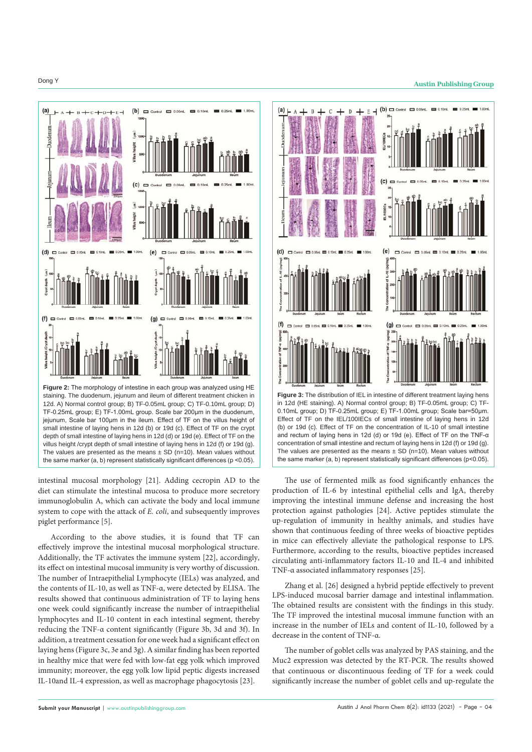**Figure 2:** The morphology of intestine in each group was analyzed using HE staining. The duodenum, jejunum and ileum of different treatment chicken in 12d. A) Normal control group; B) TF-0.05mL group; C) TF-0.10mL group; D) TF-0.25mL group; E) TF-1.00mL group. Scale bar 200μm in the duodenum, jejunum, Scale bar 100μm in the ileum. Effect of TF on the villus height of small intestine of laying hens in 12d (b) or 19d (c). Effect of TF on the crypt depth of small intestine of laying hens in 12d (d) or 19d (e). Effect of TF on the villus height /crypt depth of small intestine of laying hens in 12d (f) or 19d (g). The values are presented as the means ± SD (n=10). Mean values without the same marker (a, b) represent statistically significant differences (p <0.05).

**Figure 3:** The distribution of IEL in intestine of different treatment laying hens in 12d (HE staining). A) Normal control group; B) TF-0.05mL group; C) TF-0.10mL group; D) TF-0.25mL group; E) TF-1.00mL group; Scale bar=50μm. Effect of TF on the IEL/100IECs of small intestine of laying hens in 12d (b) or 19d (c). Effect of TF on the concentration of IL-10 of small intestine and rectum of laying hens in 12d (d) or 19d (e). Effect of TF on the TNF-α concentration of small intestine and rectum of laying hens in 12d (f) or 19d (g). The values are presented as the means ± SD (n=10). Mean values without the same marker (a, b) represent statistically significant differences (p<0.05).

intestinal mucosal morphology [21]. Adding cecropin AD to the diet can stimulate the intestinal mucosa to produce more secretory immunoglobulin A, which can activate the body and local immune system to cope with the attack of *E. coli*, and subsequently improves piglet performance [5].

According to the above studies, it is found that TF can effectively improve the intestinal mucosal morphological structure. Additionally, the TF activates the immune system [22], accordingly, its effect on intestinal mucosal immunity is very worthy of discussion. The number of Intraepithelial Lymphocyte (IELs) was analyzed, and the contents of IL-10, as well as TNF-α, were detected by ELISA. The results showed that continuous administration of TF to laying hens one week could significantly increase the number of intraepithelial lymphocytes and IL-10 content in each intestinal segment, thereby reducing the TNF-α content significantly (Figure 3b, 3d and 3f). In addition, a treatment cessation for one week had a significant effect on laying hens (Figure 3c, 3e and 3g). A similar finding has been reported in healthy mice that were fed with low-fat egg yolk which improved immunity; moreover, the egg yolk low lipid peptic digests increased IL-10and IL-4 expression, as well as macrophage phagocytosis [23].

The use of fermented milk as food significantly enhances the production of IL-6 by intestinal epithelial cells and IgA, thereby improving the intestinal immune defense and increasing the host protection against pathologies [24]. Active peptides stimulate the up-regulation of immunity in healthy animals, and studies have shown that continuous feeding of three weeks of bioactive peptides in mice can effectively alleviate the pathological response to LPS. Furthermore, according to the results, bioactive peptides increased circulating anti-inflammatory factors IL-10 and IL-4 and inhibited TNF-α associated inflammatory responses [25].

Zhang et al. [26] designed a hybrid peptide effectively to prevent LPS-induced mucosal barrier damage and intestinal inflammation. The obtained results are consistent with the findings in this study. The TF improved the intestinal mucosal immune function with an increase in the number of IELs and content of IL-10, followed by a decrease in the content of TNF-α.

The number of goblet cells was analyzed by PAS staining, and the Muc2 expression was detected by the RT-PCR. The results showed that continuous or discontinuous feeding of TF for a week could significantly increase the number of goblet cells and up-regulate the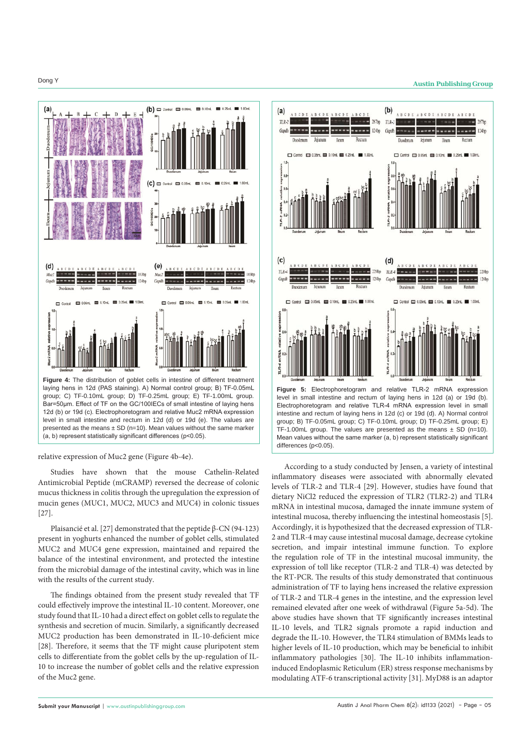**Figure 4:** The distribution of goblet cells in intestine of different treatment laying hens in 12d (PAS staining). A) Normal control group; B) TF-0.05mL group; C) TF-0.10mL group; D) TF-0.25mL group; E) TF-1.00mL group. Bar=50μm. Effect of TF on the GC/100IECs of small intestine of laying hens 12d (b) or 19d (c). Electrophoretogram and relative Muc2 mRNA expression level in small intestine and rectum in 12d (d) or 19d (e). The values are presented as the means ± SD (n=10). Mean values without the same marker (a, b) represent statistically significant differences (p<0.05).

relative expression of Muc2 gene (Figure 4b-4e).

Studies have shown that the mouse Cathelin-Related Antimicrobial Peptide (mCRAMP) reversed the decrease of colonic mucus thickness in colitis through the upregulation the expression of mucin genes (MUC1, MUC2, MUC3 and MUC4) in colonic tissues [27].

Plaisancié et al. [27] demonstrated that the peptide β-CN (94-123) present in yoghurts enhanced the number of goblet cells, stimulated MUC2 and MUC4 gene expression, maintained and repaired the balance of the intestinal environment, and protected the intestine from the microbial damage of the intestinal cavity, which was in line with the results of the current study.

The findings obtained from the present study revealed that TF could effectively improve the intestinal IL-10 content. Moreover, one study found that IL-10 had a direct effect on goblet cells to regulate the synthesis and secretion of mucin. Similarly, a significantly decreased MUC2 production has been demonstrated in IL-10-deficient mice [28]. Therefore, it seems that the TF might cause pluripotent stem cells to differentiate from the goblet cells by the up-regulation of IL-10 to increase the number of goblet cells and the relative expression of the Muc2 gene.

**Figure 5:** Electrophoretogram and relative TLR-2 mRNA expression level in small intestine and rectum of laying hens in 12d (a) or 19d (b). Electrophoretogram and relative TLR-4 mRNA expression level in small intestine and rectum of laying hens in 12d (c) or 19d (d). A) Normal control group; B) TF-0.05mL group; C) TF-0.10mL group; D) TF-0.25mL group; E) TF-1.00mL group. The values are presented as the means ± SD (n=10). Mean values without the same marker (a, b) represent statistically significant differences (p<0.05).

According to a study conducted by Jensen, a variety of intestinal inflammatory diseases were associated with abnormally elevated levels of TLR-2 and TLR-4 [29]. However, studies have found that dietary $NiCl_2$ reduced the expression of TLR2 (TLR-2) and TLR4 mRNA in intestinal mucosa, damaged the innate immune system of intestinal mucosa, thereby influencing the intestinal homeostasis [5]. Accordingly, it is hypothesized that the decreased expression of TLR-2 and TLR-4 may cause intestinal mucosal damage, decrease cytokine secretion, and impair intestinal immune function. To explore the regulation role of TF in the intestinal mucosal immunity, the expression of toll like receptor (TLR-2 and TLR-4) was detected by the RT-PCR. The results of this study demonstrated that continuous administration of TF to laying hens increased the relative expression of TLR-2 and TLR-4 genes in the intestine, and the expression level remained elevated after one week of withdrawal (Figure 5a-5d). The above studies have shown that TF significantly increases intestinal IL-10 levels, and TLR2 signals promote a rapid induction and degrade the IL-10. However, the TLR4 stimulation of BMMs leads to higher levels of IL-10 production, which may be beneficial to inhibit inflammatory pathologies [30]. The IL-10 inhibits inflammation-induced Endoplasmic Reticulum (ER) stress response mechanisms by modulating ATF-6 transcriptional activity [31]. MyD88 is an adaptor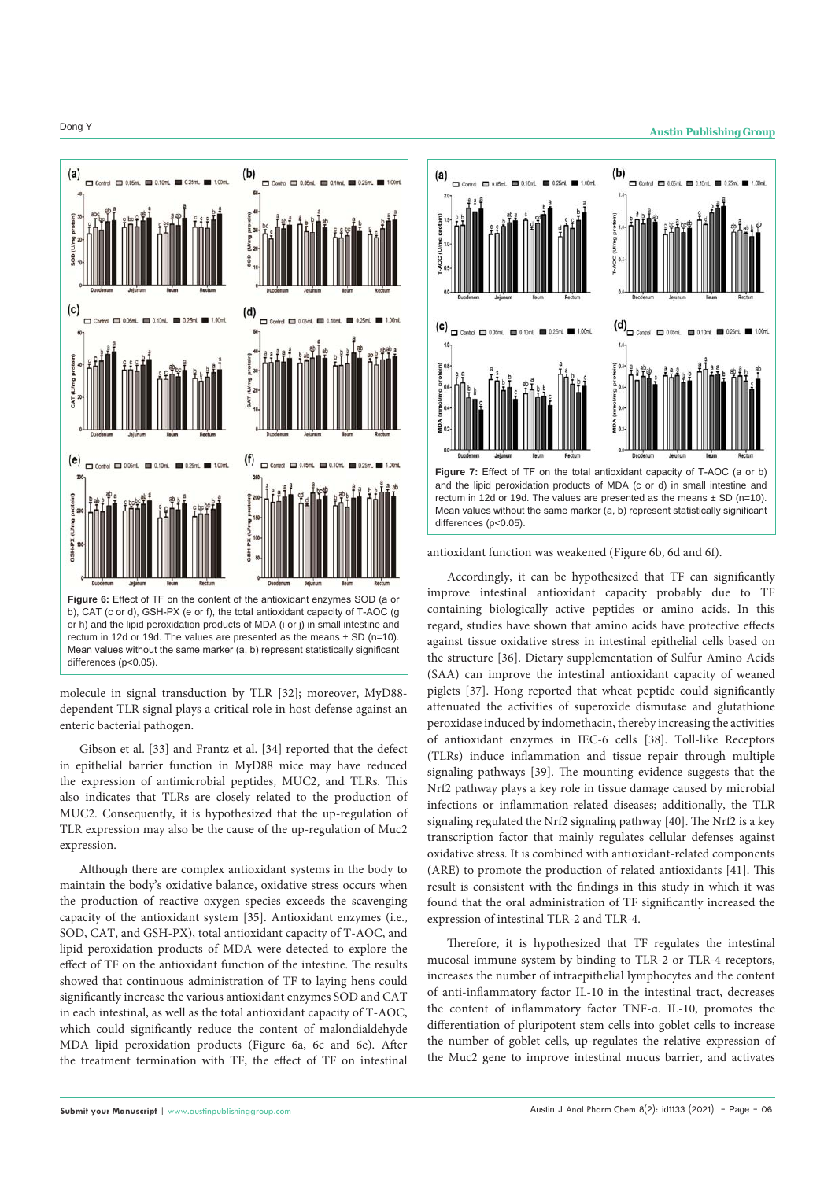Figure 6: Effect of TF on the content of the antioxidant enzymes SOD (a or b), CAT (c or d), GSH-PX (e or f), the total antioxidant capacity of T-AOC (g or h) and the lipid peroxidation products of MDA (i or j) in small intestine and rectum in 12d or 19d. The values are presented as the means ± SD (n=10). Mean values without the same marker (a, b) represent statistically significant differences (p<0.05).

molecule in signal transduction by TLR [32]; moreover, MyD88-dependent TLR signal plays a critical role in host defense against an enteric bacterial pathogen.

Gibson et al. [33] and Frantz et al. [34] reported that the defect in epithelial barrier function in MyD88 mice may have reduced the expression of antimicrobial peptides, MUC2, and TLRs. This also indicates that TLRs are closely related to the production of MUC2. Consequently, it is hypothesized that the up-regulation of TLR expression may also be the cause of the up-regulation of Muc2 expression.

Although there are complex antioxidant systems in the body to maintain the body's oxidative balance, oxidative stress occurs when the production of reactive oxygen species exceeds the scavenging capacity of the antioxidant system [35]. Antioxidant enzymes (i.e., SOD, CAT, and GSH-PX), total antioxidant capacity of T-AOC, and lipid peroxidation products of MDA were detected to explore the effect of TF on the antioxidant function of the intestine. The results showed that continuous administration of TF to laying hens could significantly increase the various antioxidant enzymes SOD and CAT in each intestinal, as well as the total antioxidant capacity of T-AOC, which could significantly reduce the content of malondialdehyde MDA lipid peroxidation products (Figure 6a, 6c and 6e). After the treatment termination with TF, the effect of TF on intestinal antioxidant function was weakened (Figure 6b, 6d and 6f).

Figure 7: Effect of TF on the total antioxidant capacity of T-AOC (a or b) and the lipid peroxidation products of MDA (c or d) in small intestine and rectum in 12d or 19d. The values are presented as the means ± SD (n=10). Mean values without the same marker (a, b) represent statistically significant differences (p<0.05).

Accordingly, it can be hypothesized that TF can significantly improve intestinal antioxidant capacity probably due to TF containing biologically active peptides or amino acids. In this regard, studies have shown that amino acids have protective effects against tissue oxidative stress in intestinal epithelial cells based on the structure [36]. Dietary supplementation of Sulfur Amino Acids (SAA) can improve the intestinal antioxidant capacity of weaned piglets [37]. Hong reported that wheat peptide could significantly attenuated the activities of superoxide dismutase and glutathione peroxidase induced by indomethacin, thereby increasing the activities of antioxidant enzymes in IEC-6 cells [38]. Toll-like Receptors (TLRs) induce inflammation and tissue repair through multiple signaling pathways [39]. The mounting evidence suggests that the Nrf2 pathway plays a key role in tissue damage caused by microbial infections or inflammation-related diseases; additionally, the TLR signaling regulated the Nrf2 signaling pathway [40]. The Nrf2 is a key transcription factor that mainly regulates cellular defenses against oxidative stress. It is combined with antioxidant-related components (ARE) to promote the production of related antioxidants [41]. This result is consistent with the findings in this study in which it was found that the oral administration of TF significantly increased the expression of intestinal TLR-2 and TLR-4.

Therefore, it is hypothesized that TF regulates the intestinal mucosal immune system by binding to TLR-2 or TLR-4 receptors, increases the number of intraepithelial lymphocytes and the content of anti-inflammatory factor IL-10 in the intestinal tract, decreases the content of inflammatory factor TNF-α. IL-10, promotes the differentiation of pluripotent stem cells into goblet cells to increase the number of goblet cells, up-regulates the relative expression of the Muc2 gene to improve intestinal mucus barrier, and activates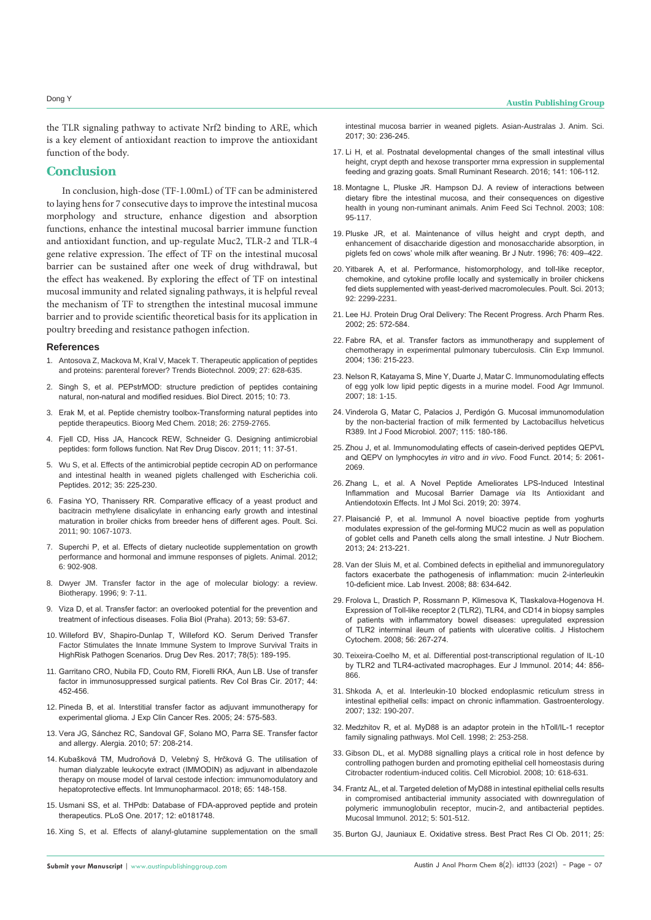the TLR signaling pathway to activate Nrf2 binding to ARE, which is a key element of antioxidant reaction to improve the antioxidant function of the body.

## Conclusion

In conclusion, high-dose (TF-1.00mL) of TF can be administered to laying hens for 7 consecutive days to improve the intestinal mucosa morphology and structure, enhance digestion and absorption functions, enhance the intestinal mucosal barrier immune function and antioxidant function, and up-regulate Muc2, TLR-2 and TLR-4 gene relative expression. The effect of TF on the intestinal mucosal barrier can be sustained after one week of drug withdrawal, but the effect has weakened. By exploring the effect of TF on intestinal mucosal immunity and related signaling pathways, it is helpful reveal the mechanism of TF to strengthen the intestinal mucosal immune barrier and to provide scientific theoretical basis for its application in poultry breeding and resistance pathogen infection.

## References

1. Antosova Z, Mackova M, Kral V, Macek T. Therapeutic application of peptides and proteins: parenteral forever? Trends Biotechnol. 2009; 27: 628-635.
2. Singh S, et al. PEPstrMOD: structure prediction of peptides containing natural, non-natural and modified residues. Biol Direct. 2015; 10: 73.
3. Erak M, et al. Peptide chemistry toolbox-Transforming natural peptides into peptide therapeutics. Bioorg Med Chem. 2018; 26: 2759-2765.
4. Fjell CD, Hiss JA, Hancock REW, Schneider G. Designing antimicrobial peptides: form follows function. Nat Rev Drug Discov. 2011; 11: 37-51.
5. Wu S, et al. Effects of the antimicrobial peptide cecropin AD on performance and intestinal health in weaned piglets challenged with Escherichia coli. Peptides. 2012; 35: 225-230.
6. Fasina YO, Thanissery RR. Comparative efficacy of a yeast product and bacitracin methylene disalicylate in enhancing early growth and intestinal maturation in broiler chicks from breeder hens of different ages. Poult. Sci. 2011; 90: 1067-1073.
7. Superchi P, et al. Effects of dietary nucleotide supplementation on growth performance and hormonal and immune responses of piglets. Animal. 2012; 6: 902-908.
8. Dwyer JM. Transfer factor in the age of molecular biology: a review. Biotherapy. 1996; 9: 7-11.
9. Viza D, et al. Transfer factor: an overlooked potential for the prevention and treatment of infectious diseases. Folia Biol (Praha). 2013; 59: 53-67.
10. Willeford BV, Shapiro-Dunlap T, Willeford KO. Serum Derived Transfer Factor Stimulates the Innate Immune System to Improve Survival Traits in HighRisk Pathogen Scenarios. Drug Dev Res. 2017; 78(5): 189-195.
11. Garritano CRO, Nubila FD, Couto RM, Fiorelli RKA, Aun LB. Use of transfer factor in immunosuppressed surgical patients. Rev Col Bras Cir. 2017; 44: 452-456.
12. Pineda B, et al. Interstitial transfer factor as adjuvant immunotherapy for experimental glioma. J Exp Clin Cancer Res. 2005; 24: 575-583.
13. Vera JG, Sánchez RC, Sandoval GF, Solano MO, Parra SE. Transfer factor and allergy. Alergia. 2010; 57: 208-214.
14. Kubašková TM, Mudroňová D, Velebný S, Hrčková G. The utilisation of human dialyzable leukocyte extract (IMMODIN) as adjuvant in albendazole therapy on mouse model of larval cestode infection: immunomodulatory and hepatoprotective effects. Int Immunopharmacol. 2018; 65: 148-158.
15. Usmani SS, et al. THPdb: Database of FDA-approved peptide and protein therapeutics. PLoS One. 2017; 12: e0181748.
16. Xing S, et al. Effects of alanyl-glutamine supplementation on the small intestinal mucosa barrier in weaned piglets. Asian-Australas J. Anim. Sci. 2017; 30: 236-245.
17. Li H, et al. Postnatal developmental changes of the small intestinal villus height, crypt depth and hexose transporter mrna expression in supplemental feeding and grazing goats. Small Ruminant Research. 2016; 141: 106-112.
18. Montagne L, Pluske JR. Hampson DJ. A review of interactions between dietary fibre the intestinal mucosa, and their consequences on digestive health in young non-ruminant animals. Anim Feed Sci Technol. 2003; 108: 95-117.
19. Pluske JR, et al. Maintenance of villus height and crypt depth, and enhancement of disaccharide digestion and monosaccharide absorption, in piglets fed on cows' whole milk after weaning. Br J Nutr. 1996; 76: 409–422.
20. Yitbarek A, et al. Performance, histomorphology, and toll-like receptor, chemokine, and cytokine profile locally and systemically in broiler chickens fed diets supplemented with yeast-derived macromolecules. Poult. Sci. 2013; 92: 2299-2231.
21. Lee HJ. Protein Drug Oral Delivery: The Recent Progress. Arch Pharm Res. 2002; 25: 572-584.
22. Fabre RA, et al. Transfer factors as immunotherapy and supplement of chemotherapy in experimental pulmonary tuberculosis. Clin Exp Immunol. 2004; 136: 215-223.
23. Nelson R, Katayama S, Mine Y, Duarte J, Matar C. Immunomodulating effects of egg yolk low lipid peptic digests in a murine model. Food Agr Immunol. 2007; 18: 1-15.
24. Vinderola G, Matar C, Palacios J, Perdigón G. Mucosal immunomodulation by the non-bacterial fraction of milk fermented by Lactobacillus helveticus R389. Int J Food Microbiol. 2007; 115: 180-186.
25. Zhou J, et al. Immunomodulating effects of casein-derived peptides QEPVL and QEPV on lymphocytes *in vitro* and *in vivo*. Food Funct. 2014; 5: 2061-2069.
26. Zhang L, et al. A Novel Peptide Ameliorates LPS-Induced Intestinal Inflammation and Mucosal Barrier Damage *via* Its Antioxidant and Antiendotoxin Effects. Int J Mol Sci. 2019; 20: 3974.
27. Plaisancié P, et al. Immunol A novel bioactive peptide from yoghurts modulates expression of the gel-forming MUC2 mucin as well as population of goblet cells and Paneth cells along the small intestine. J Nutr Biochem. 2013; 24: 213-221.
28. Van der Sluis M, et al. Combined defects in epithelial and immunoregulatory factors exacerbate the pathogenesis of inflammation: mucin 2-interleukin 10-deficient mice. Lab Invest. 2008; 88: 634-642.
29. Frolova L, Drastich P, Rossmann P, Klimesova K, Tlaskalova-Hogenova H. Expression of Toll-like receptor 2 (TLR2), TLR4, and CD14 in biopsy samples of patients with inflammatory bowel diseases: upregulated expression of TLR2 interminal ileum of patients with ulcerative colitis. J Histochem Cytochem. 2008; 56: 267-274.
30. Teixeira-Coelho M, et al. Differential post-transcriptional regulation of IL-10 by TLR2 and TLR4-activated macrophages. Eur J Immunol. 2014; 44: 856-866.
31. Shkoda A, et al. Interleukin-10 blocked endoplasmic reticulum stress in intestinal epithelial cells: impact on chronic inflammation. Gastroenterology. 2007; 132: 190-207.
32. Medzhitov R, et al. MyD88 is an adaptor protein in the hToll/IL-1 receptor family signaling pathways. Mol Cell. 1998; 2: 253-258.
33. Gibson DL, et al. MyD88 signalling plays a critical role in host defence by controlling pathogen burden and promoting epithelial cell homeostasis during Citrobacter rodentium-induced colitis. Cell Microbiol. 2008; 10: 618-631.
34. Frantz AL, et al. Targeted deletion of MyD88 in intestinal epithelial cells results in compromised antibacterial immunity associated with downregulation of polymeric immunoglobulin receptor, mucin-2, and antibacterial peptides. Mucosal Immunol. 2012; 5: 501-512.
35. Burton GJ, Jauniaux E. Oxidative stress. Best Pract Res Cl Ob. 2011; 25: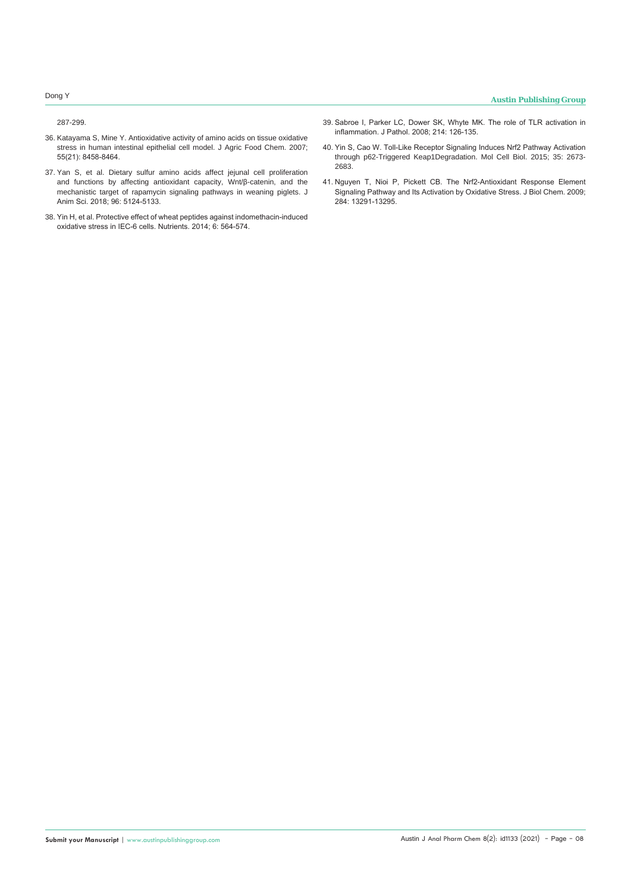287-299.

36. Katayama S, Mine Y. Antioxidative activity of amino acids on tissue oxidative stress in human intestinal epithelial cell model. J Agric Food Chem. 2007; 55(21): 8458-8464.

37. Yan S, et al. Dietary sulfur amino acids affect jejunal cell proliferation and functions by affecting antioxidant capacity, Wnt/β-catenin, and the mechanistic target of rapamycin signaling pathways in weaning piglets. J Anim Sci. 2018; 96: 5124-5133.

38. Yin H, et al. Protective effect of wheat peptides against indomethacin-induced oxidative stress in IEC-6 cells. Nutrients. 2014; 6: 564-574.

39. Sabroe I, Parker LC, Dower SK, Whyte MK. The role of TLR activation in inflammation. J Pathol. 2008; 214: 126-135.

40. Yin S, Cao W. Toll-Like Receptor Signaling Induces Nrf2 Pathway Activation through p62-Triggered Keap1Degradation. Mol Cell Biol. 2015; 35: 2673-2683.

41. Nguyen T, Nioi P, Pickett CB. The Nrf2-Antioxidant Response Element Signaling Pathway and Its Activation by Oxidative Stress. J Biol Chem. 2009; 284: 13291-13295.